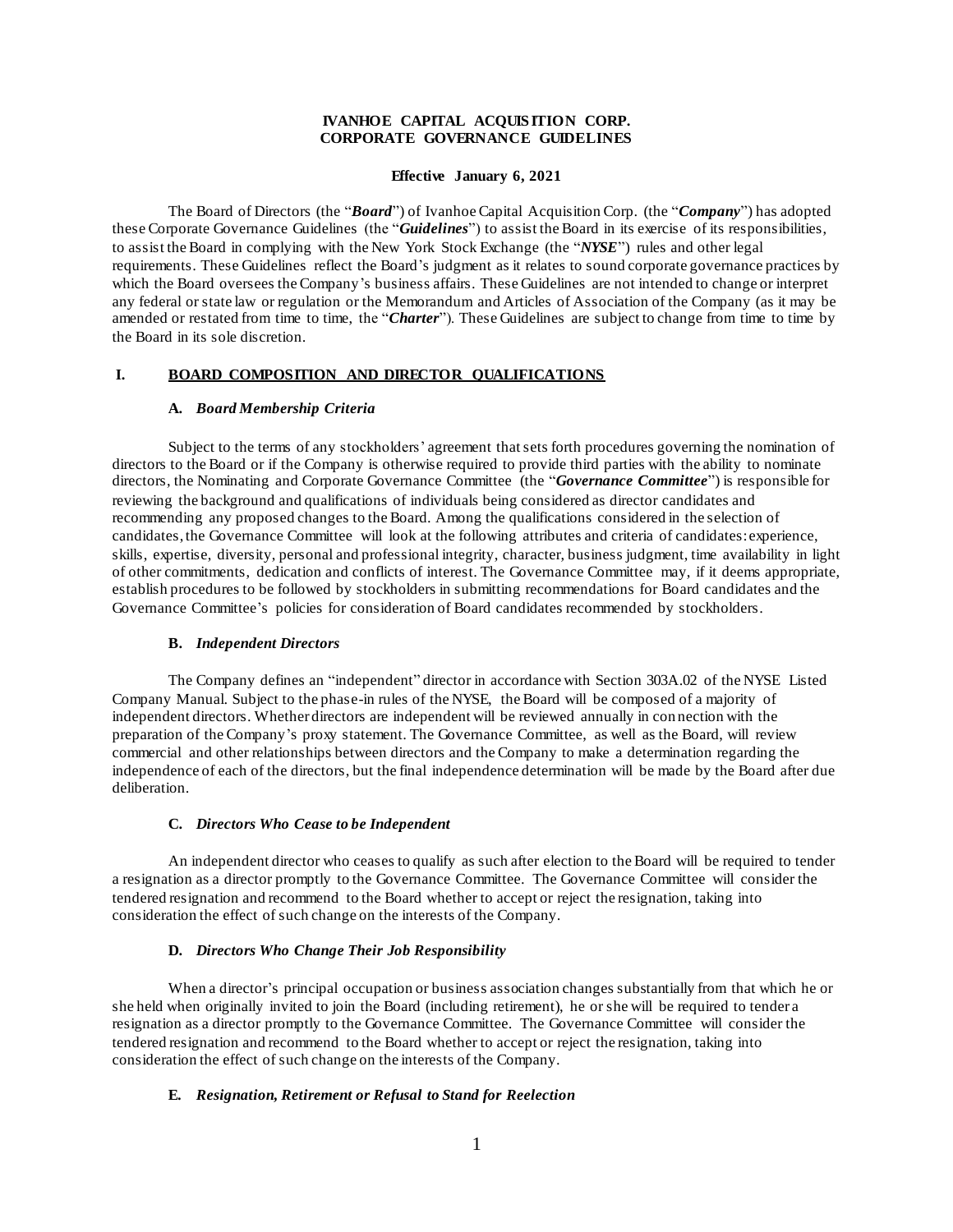# IVANHOE CAPITAL ACQUISITION CORP.
# CORPORATE GOVERNANCE GUIDELINES

**Effective January 6, 2021**

The Board of Directors (the "***Board***") of Ivanhoe Capital Acquisition Corp. (the "***Company***") has adopted these Corporate Governance Guidelines (the "***Guidelines***") to assist the Board in its exercise of its responsibilities, to assist the Board in complying with the New York Stock Exchange (the "***NYSE***") rules and other legal requirements. These Guidelines reflect the Board's judgment as it relates to sound corporate governance practices by which the Board oversees the Company's business affairs. These Guidelines are not intended to change or interpret any federal or state law or regulation or the Memorandum and Articles of Association of the Company (as it may be amended or restated from time to time, the "***Charter***"). These Guidelines are subject to change from time to time by the Board in its sole discretion.

## I. BOARD COMPOSITION AND DIRECTOR QUALIFICATIONS

### A. *Board Membership Criteria*

Subject to the terms of any stockholders' agreement that sets forth procedures governing the nomination of directors to the Board or if the Company is otherwise required to provide third parties with the ability to nominate directors, the Nominating and Corporate Governance Committee (the "***Governance Committee***") is responsible for reviewing the background and qualifications of individuals being considered as director candidates and recommending any proposed changes to the Board. Among the qualifications considered in the selection of candidates, the Governance Committee will look at the following attributes and criteria of candidates: experience, skills, expertise, diversity, personal and professional integrity, character, business judgment, time availability in light of other commitments, dedication and conflicts of interest. The Governance Committee may, if it deems appropriate, establish procedures to be followed by stockholders in submitting recommendations for Board candidates and the Governance Committee's policies for consideration of Board candidates recommended by stockholders.

### B. *Independent Directors*

The Company defines an "independent" director in accordance with Section 303A.02 of the NYSE Listed Company Manual. Subject to the phase-in rules of the NYSE, the Board will be composed of a majority of independent directors. Whether directors are independent will be reviewed annually in connection with the preparation of the Company's proxy statement. The Governance Committee, as well as the Board, will review commercial and other relationships between directors and the Company to make a determination regarding the independence of each of the directors, but the final independence determination will be made by the Board after due deliberation.

### C. *Directors Who Cease to be Independent*

An independent director who ceases to qualify as such after election to the Board will be required to tender a resignation as a director promptly to the Governance Committee. The Governance Committee will consider the tendered resignation and recommend to the Board whether to accept or reject the resignation, taking into consideration the effect of such change on the interests of the Company.

### D. *Directors Who Change Their Job Responsibility*

When a director's principal occupation or business association changes substantially from that which he or she held when originally invited to join the Board (including retirement), he or she will be required to tender a resignation as a director promptly to the Governance Committee. The Governance Committee will consider the tendered resignation and recommend to the Board whether to accept or reject the resignation, taking into consideration the effect of such change on the interests of the Company.

### E. *Resignation, Retirement or Refusal to Stand for Reelection*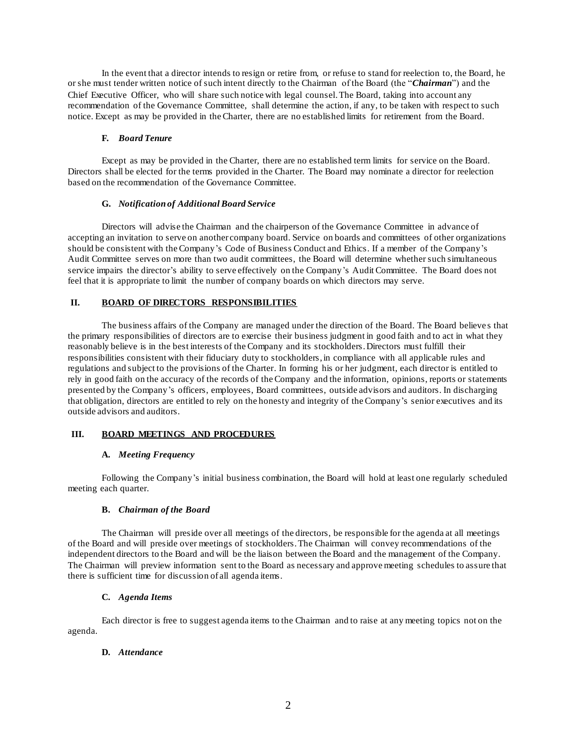In the event that a director intends to resign or retire from, or refuse to stand for reelection to, the Board, he or she must tender written notice of such intent directly to the Chairman of the Board (the "***Chairman***") and the Chief Executive Officer, who will share such notice with legal counsel. The Board, taking into account any recommendation of the Governance Committee, shall determine the action, if any, to be taken with respect to such notice. Except as may be provided in the Charter, there are no established limits for retirement from the Board.

### F. *Board Tenure*

Except as may be provided in the Charter, there are no established term limits for service on the Board. Directors shall be elected for the terms provided in the Charter. The Board may nominate a director for reelection based on the recommendation of the Governance Committee.

### G. *Notification of Additional Board Service*

Directors will advise the Chairman and the chairperson of the Governance Committee in advance of accepting an invitation to serve on another company board. Service on boards and committees of other organizations should be consistent with the Company's Code of Business Conduct and Ethics. If a member of the Company's Audit Committee serves on more than two audit committees, the Board will determine whether such simultaneous service impairs the director's ability to serve effectively on the Company's Audit Committee. The Board does not feel that it is appropriate to limit the number of company boards on which directors may serve.

## II. BOARD OF DIRECTORS RESPONSIBILITIES

The business affairs of the Company are managed under the direction of the Board. The Board believes that the primary responsibilities of directors are to exercise their business judgment in good faith and to act in what they reasonably believe is in the best interests of the Company and its stockholders. Directors must fulfill their responsibilities consistent with their fiduciary duty to stockholders, in compliance with all applicable rules and regulations and subject to the provisions of the Charter. In forming his or her judgment, each director is entitled to rely in good faith on the accuracy of the records of the Company and the information, opinions, reports or statements presented by the Company's officers, employees, Board committees, outside advisors and auditors. In discharging that obligation, directors are entitled to rely on the honesty and integrity of the Company's senior executives and its outside advisors and auditors.

## III. BOARD MEETINGS AND PROCEDURES

### A. *Meeting Frequency*

Following the Company's initial business combination, the Board will hold at least one regularly scheduled meeting each quarter.

### B. *Chairman of the Board*

The Chairman will preside over all meetings of the directors, be responsible for the agenda at all meetings of the Board and will preside over meetings of stockholders. The Chairman will convey recommendations of the independent directors to the Board and will be the liaison between the Board and the management of the Company. The Chairman will preview information sent to the Board as necessary and approve meeting schedules to assure that there is sufficient time for discussion of all agenda items.

### C. *Agenda Items*

Each director is free to suggest agenda items to the Chairman and to raise at any meeting topics not on the agenda.

### D. *Attendance*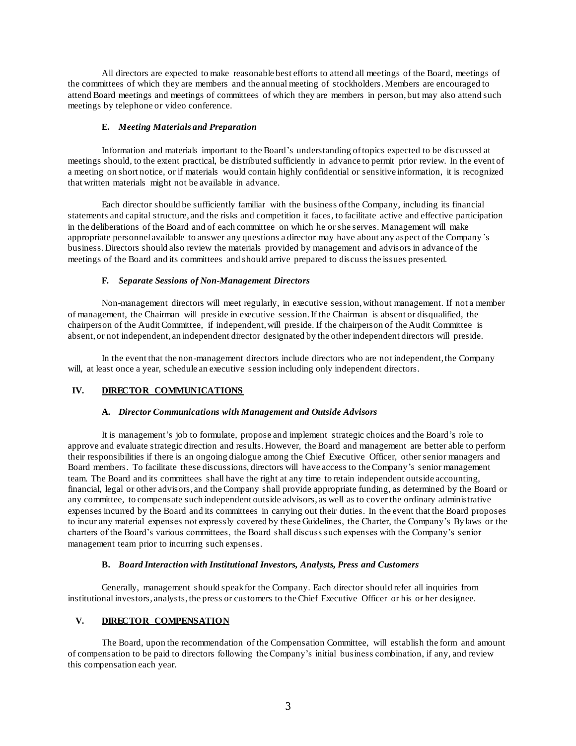All directors are expected to make reasonable best efforts to attend all meetings of the Board, meetings of the committees of which they are members and the annual meeting of stockholders. Members are encouraged to attend Board meetings and meetings of committees of which they are members in person, but may also attend such meetings by telephone or video conference.

### E. *Meeting Materials and Preparation*

Information and materials important to the Board's understanding of topics expected to be discussed at meetings should, to the extent practical, be distributed sufficiently in advance to permit prior review. In the event of a meeting on short notice, or if materials would contain highly confidential or sensitive information, it is recognized that written materials might not be available in advance.

Each director should be sufficiently familiar with the business of the Company, including its financial statements and capital structure, and the risks and competition it faces, to facilitate active and effective participation in the deliberations of the Board and of each committee on which he or she serves. Management will make appropriate personnel available to answer any questions a director may have about any aspect of the Company's business. Directors should also review the materials provided by management and advisors in advance of the meetings of the Board and its committees and should arrive prepared to discuss the issues presented.

### F. *Separate Sessions of Non-Management Directors*

Non-management directors will meet regularly, in executive session, without management. If not a member of management, the Chairman will preside in executive session. If the Chairman is absent or disqualified, the chairperson of the Audit Committee, if independent, will preside. If the chairperson of the Audit Committee is absent, or not independent, an independent director designated by the other independent directors will preside.

In the event that the non-management directors include directors who are not independent, the Company will, at least once a year, schedule an executive session including only independent directors.

## IV. <u>DIRECTOR COMMUNICATIONS</u>

### A. *Director Communications with Management and Outside Advisors*

It is management's job to formulate, propose and implement strategic choices and the Board's role to approve and evaluate strategic direction and results. However, the Board and management are better able to perform their responsibilities if there is an ongoing dialogue among the Chief Executive Officer, other senior managers and Board members. To facilitate these discussions, directors will have access to the Company's senior management team. The Board and its committees shall have the right at any time to retain independent outside accounting, financial, legal or other advisors, and the Company shall provide appropriate funding, as determined by the Board or any committee, to compensate such independent outside advisors, as well as to cover the ordinary administrative expenses incurred by the Board and its committees in carrying out their duties. In the event that the Board proposes to incur any material expenses not expressly covered by these Guidelines, the Charter, the Company's Bylaws or the charters of the Board's various committees, the Board shall discuss such expenses with the Company's senior management team prior to incurring such expenses.

### B. *Board Interaction with Institutional Investors, Analysts, Press and Customers*

Generally, management should speak for the Company. Each director should refer all inquiries from institutional investors, analysts, the press or customers to the Chief Executive Officer or his or her designee.

## V. <u>DIRECTOR COMPENSATION</u>

The Board, upon the recommendation of the Compensation Committee, will establish the form and amount of compensation to be paid to directors following the Company's initial business combination, if any, and review this compensation each year.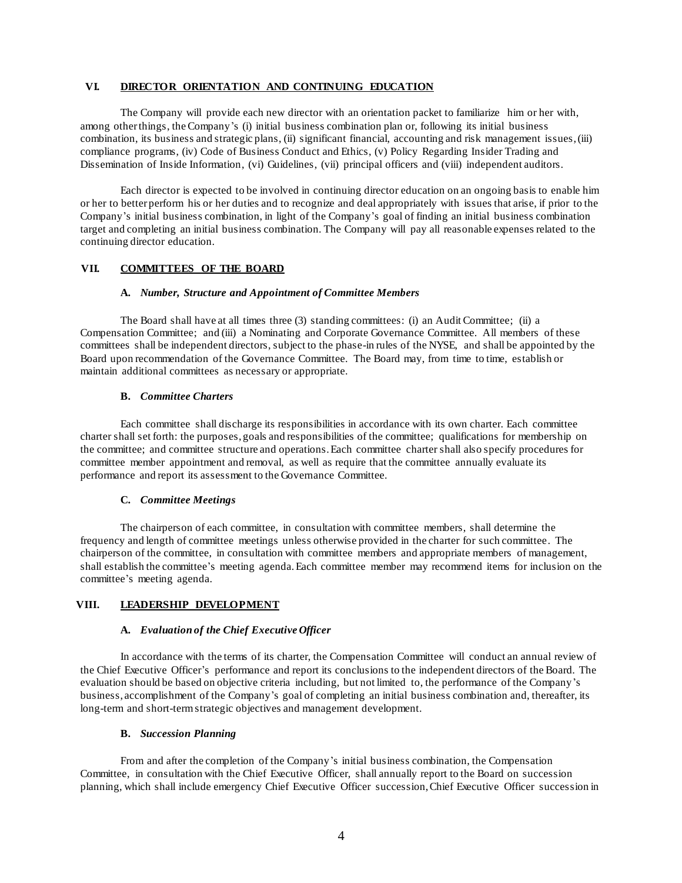## VI. DIRECTOR ORIENTATION AND CONTINUING EDUCATION

The Company will provide each new director with an orientation packet to familiarize him or her with, among other things, the Company's (i) initial business combination plan or, following its initial business combination, its business and strategic plans, (ii) significant financial, accounting and risk management issues, (iii) compliance programs, (iv) Code of Business Conduct and Ethics, (v) Policy Regarding Insider Trading and Dissemination of Inside Information, (vi) Guidelines, (vii) principal officers and (viii) independent auditors.

Each director is expected to be involved in continuing director education on an ongoing basis to enable him or her to better perform his or her duties and to recognize and deal appropriately with issues that arise, if prior to the Company's initial business combination, in light of the Company's goal of finding an initial business combination target and completing an initial business combination. The Company will pay all reasonable expenses related to the continuing director education.

## VII. COMMITTEES OF THE BOARD

### A. *Number, Structure and Appointment of Committee Members*

The Board shall have at all times three (3) standing committees: (i) an Audit Committee; (ii) a Compensation Committee; and (iii) a Nominating and Corporate Governance Committee. All members of these committees shall be independent directors, subject to the phase-in rules of the NYSE, and shall be appointed by the Board upon recommendation of the Governance Committee. The Board may, from time to time, establish or maintain additional committees as necessary or appropriate.

### B. *Committee Charters*

Each committee shall discharge its responsibilities in accordance with its own charter. Each committee charter shall set forth: the purposes, goals and responsibilities of the committee; qualifications for membership on the committee; and committee structure and operations. Each committee charter shall also specify procedures for committee member appointment and removal, as well as require that the committee annually evaluate its performance and report its assessment to the Governance Committee.

### C. *Committee Meetings*

The chairperson of each committee, in consultation with committee members, shall determine the frequency and length of committee meetings unless otherwise provided in the charter for such committee. The chairperson of the committee, in consultation with committee members and appropriate members of management, shall establish the committee's meeting agenda. Each committee member may recommend items for inclusion on the committee's meeting agenda.

## VIII. LEADERSHIP DEVELOPMENT

### A. *Evaluation of the Chief Executive Officer*

In accordance with the terms of its charter, the Compensation Committee will conduct an annual review of the Chief Executive Officer's performance and report its conclusions to the independent directors of the Board. The evaluation should be based on objective criteria including, but not limited to, the performance of the Company's business, accomplishment of the Company's goal of completing an initial business combination and, thereafter, its long-term and short-term strategic objectives and management development.

### B. *Succession Planning*

From and after the completion of the Company's initial business combination, the Compensation Committee, in consultation with the Chief Executive Officer, shall annually report to the Board on succession planning, which shall include emergency Chief Executive Officer succession, Chief Executive Officer succession in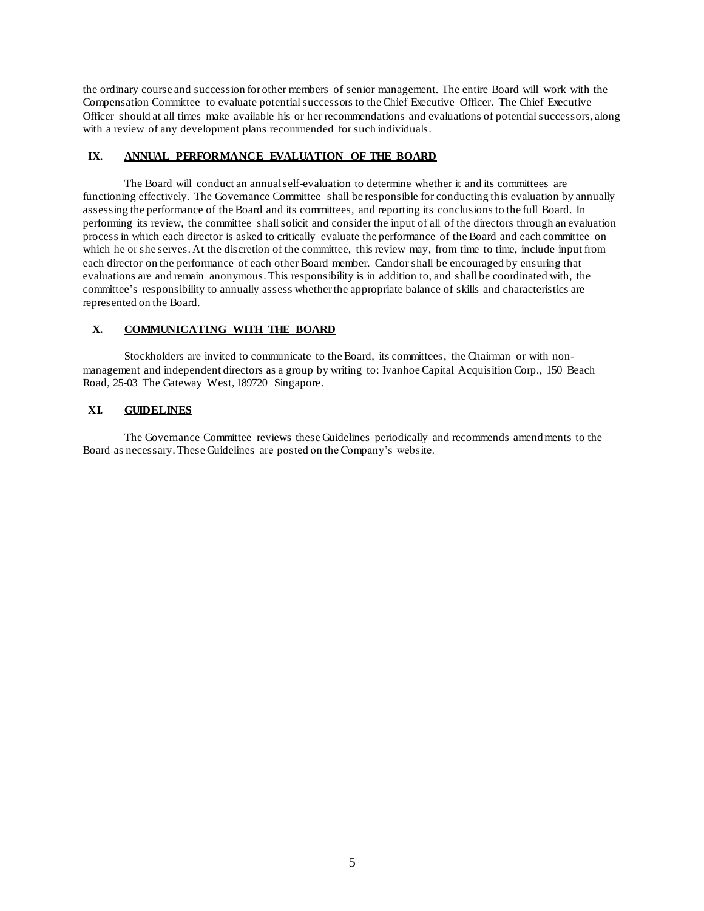the ordinary course and succession for other members of senior management. The entire Board will work with the Compensation Committee to evaluate potential successors to the Chief Executive Officer. The Chief Executive Officer should at all times make available his or her recommendations and evaluations of potential successors, along with a review of any development plans recommended for such individuals.

## IX. ANNUAL PERFORMANCE EVALUATION OF THE BOARD

The Board will conduct an annual self-evaluation to determine whether it and its committees are functioning effectively. The Governance Committee shall be responsible for conducting this evaluation by annually assessing the performance of the Board and its committees, and reporting its conclusions to the full Board. In performing its review, the committee shall solicit and consider the input of all of the directors through an evaluation process in which each director is asked to critically evaluate the performance of the Board and each committee on which he or she serves. At the discretion of the committee, this review may, from time to time, include input from each director on the performance of each other Board member. Candor shall be encouraged by ensuring that evaluations are and remain anonymous. This responsibility is in addition to, and shall be coordinated with, the committee's responsibility to annually assess whether the appropriate balance of skills and characteristics are represented on the Board.

## X. COMMUNICATING WITH THE BOARD

Stockholders are invited to communicate to the Board, its committees, the Chairman or with non-management and independent directors as a group by writing to: Ivanhoe Capital Acquisition Corp., 150 Beach Road, 25-03 The Gateway West, 189720 Singapore.

## XI. GUIDELINES

The Governance Committee reviews these Guidelines periodically and recommends amendments to the Board as necessary. These Guidelines are posted on the Company's website.